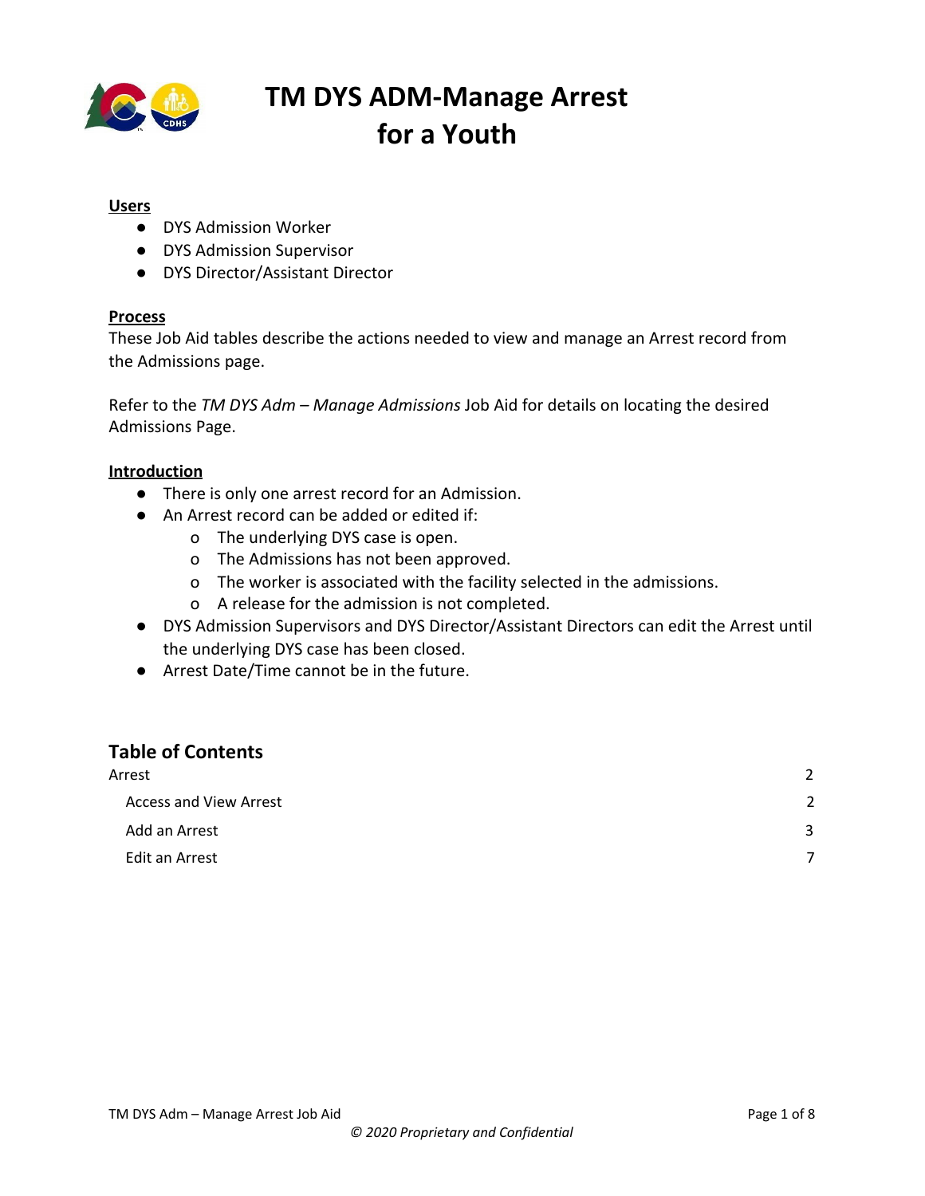# TM DYS ADM-Manage Arrest for a Youth

**Users**

- DYS Admission Worker
- DYS Admission Supervisor
- DYS Director/Assistant Director

**Process**

These Job Aid tables describe the actions needed to view and manage an Arrest record from the Admissions page.

Refer to the *TM DYS Adm – Manage Admissions* Job Aid for details on locating the desired Admissions Page.

**Introduction**

- There is only one arrest record for an Admission.
- An Arrest record can be added or edited if:
  - The underlying DYS case is open.
  - The Admissions has not been approved.
  - The worker is associated with the facility selected in the admissions.
  - A release for the admission is not completed.
- DYS Admission Supervisors and DYS Director/Assistant Directors can edit the Arrest until the underlying DYS case has been closed.
- Arrest Date/Time cannot be in the future.

## Table of Contents

| | |
|---|---|
| Arrest | 2 |
| Access and View Arrest | 2 |
| Add an Arrest | 3 |
| Edit an Arrest | 7 |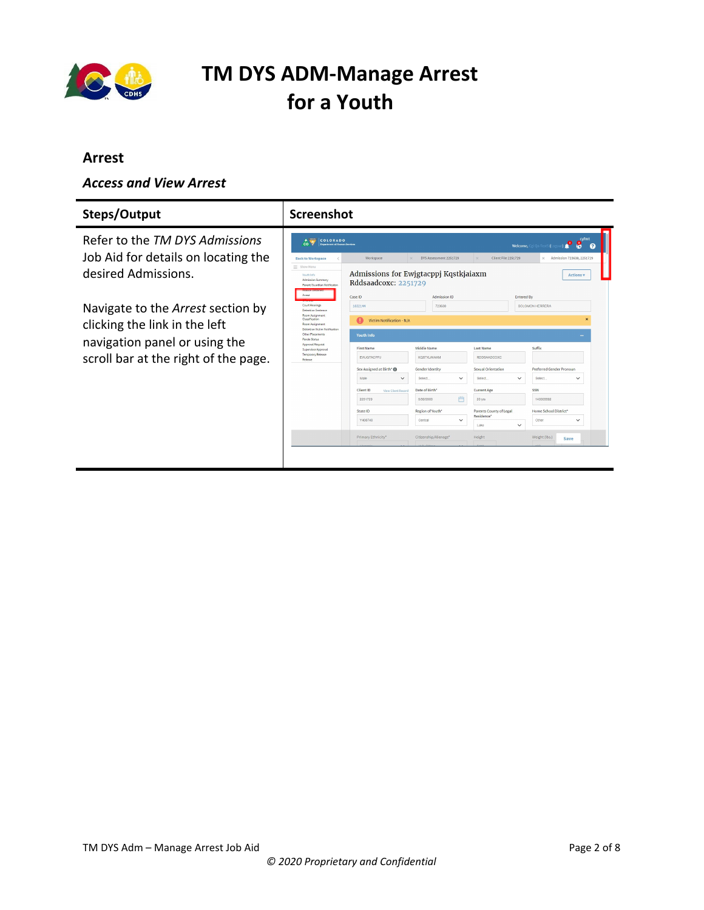# TM DYS ADM-Manage Arrest for a Youth

## Arrest

### *Access and View Arrest*

| Steps/Output | Screenshot |
|---|---|
| Refer to the *TM DYS Admissions* Job Aid for details on locating the desired Admissions.<br><br>Navigate to the *Arrest* section by clicking the link in the left navigation panel or using the scroll bar at the right of the page. | |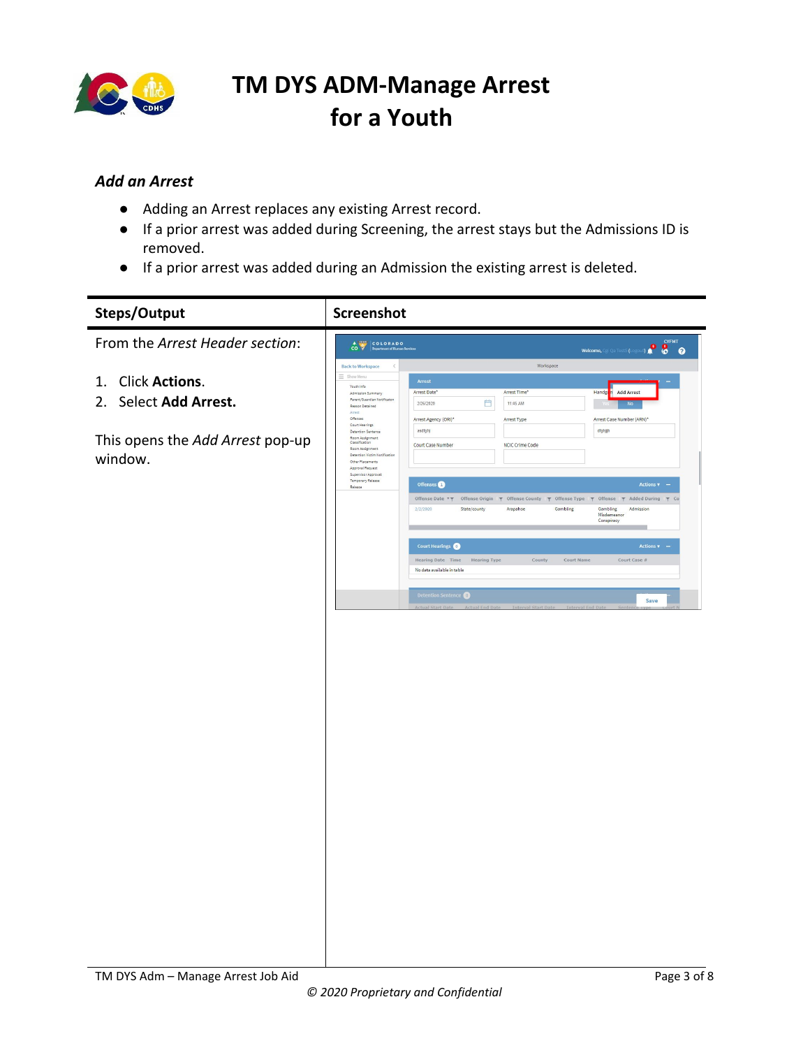# TM DYS ADM-Manage Arrest for a Youth

### *Add an Arrest*

- Adding an Arrest replaces any existing Arrest record.
- If a prior arrest was added during Screening, the arrest stays but the Admissions ID is removed.
- If a prior arrest was added during an Admission the existing arrest is deleted.

| Steps/Output | Screenshot |
|---|---|
| From the *Arrest Header section*:<br><br>1. Click **Actions**.<br>2. Select **Add Arrest.**<br><br>This opens the *Add Arrest* pop-up window. | |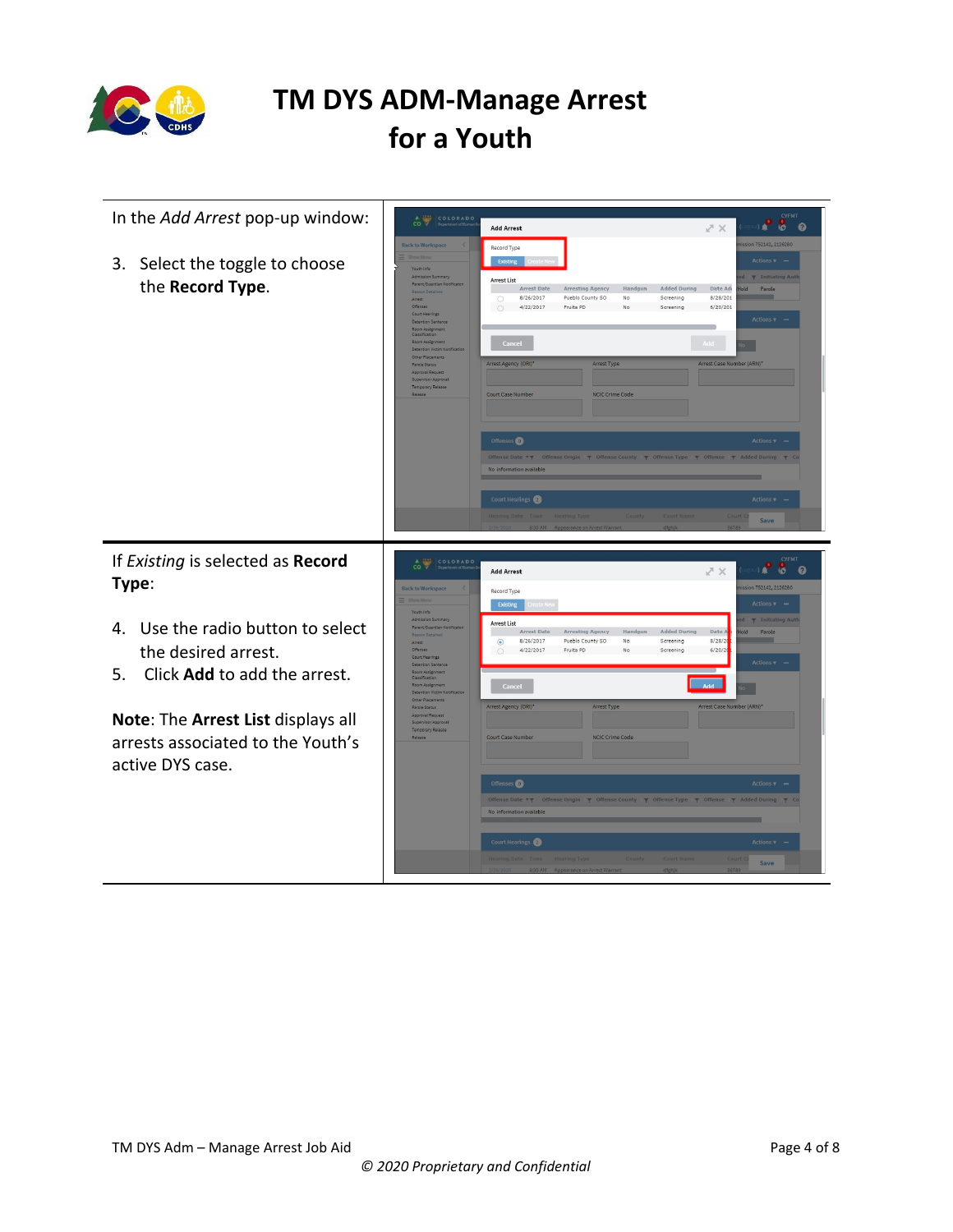# TM DYS ADM-Manage Arrest for a Youth

In the *Add Arrest* pop-up window:

3. Select the toggle to choose the **Record Type**.

If *Existing* is selected as **Record Type**:

4. Use the radio button to select the desired arrest.
5. Click **Add** to add the arrest.

**Note**: The **Arrest List** displays all arrests associated to the Youth's active DYS case.

TM DYS Adm – Manage Arrest Job Aid

*© 2020 Proprietary and Confidential*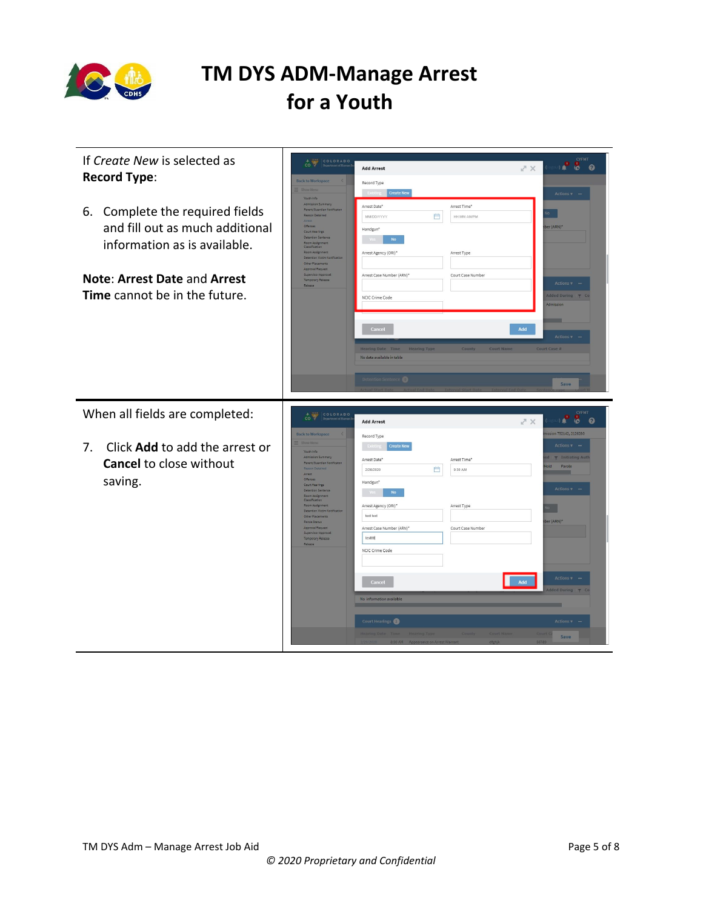# TM DYS ADM-Manage Arrest for a Youth

If *Create New* is selected as **Record Type**:

6. Complete the required fields and fill out as much additional information as is available.

**Note**: **Arrest Date** and **Arrest Time** cannot be in the future.

When all fields are completed:

7. Click **Add** to add the arrest or **Cancel** to close without saving.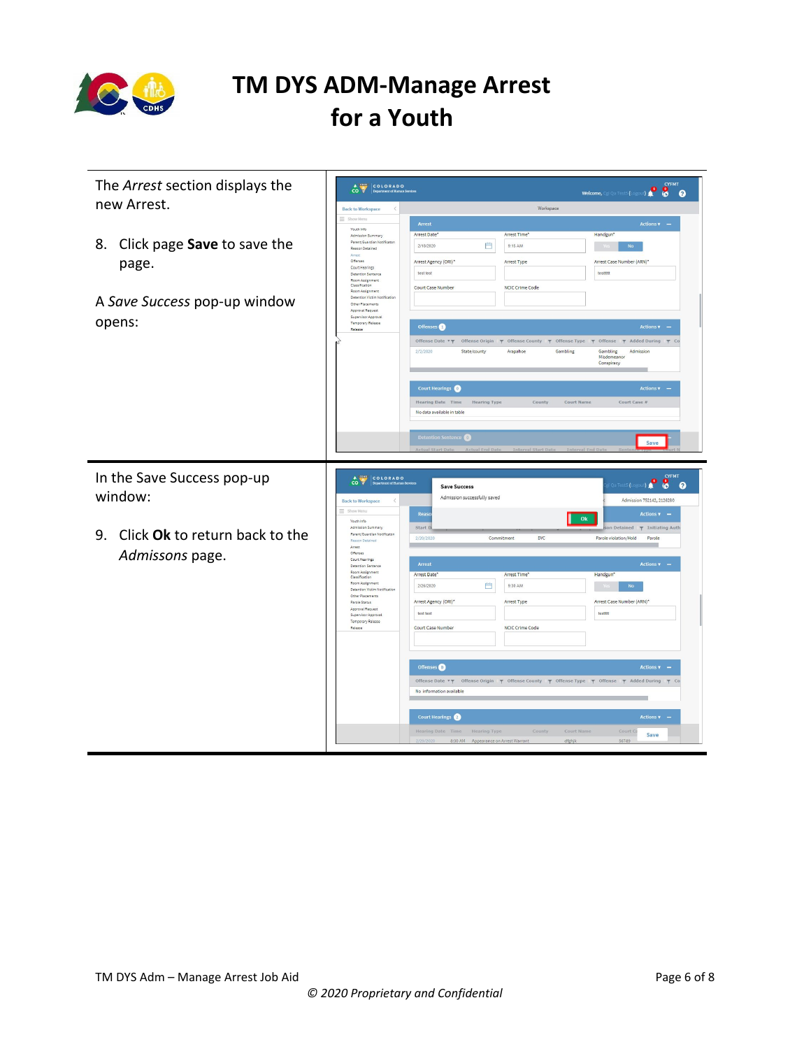# TM DYS ADM-Manage Arrest for a Youth

The *Arrest* section displays the new Arrest.

8. Click page **Save** to save the page.

A *Save Success* pop-up window opens:

In the Save Success pop-up window:

9. Click **Ok** to return back to the *Admissons* page.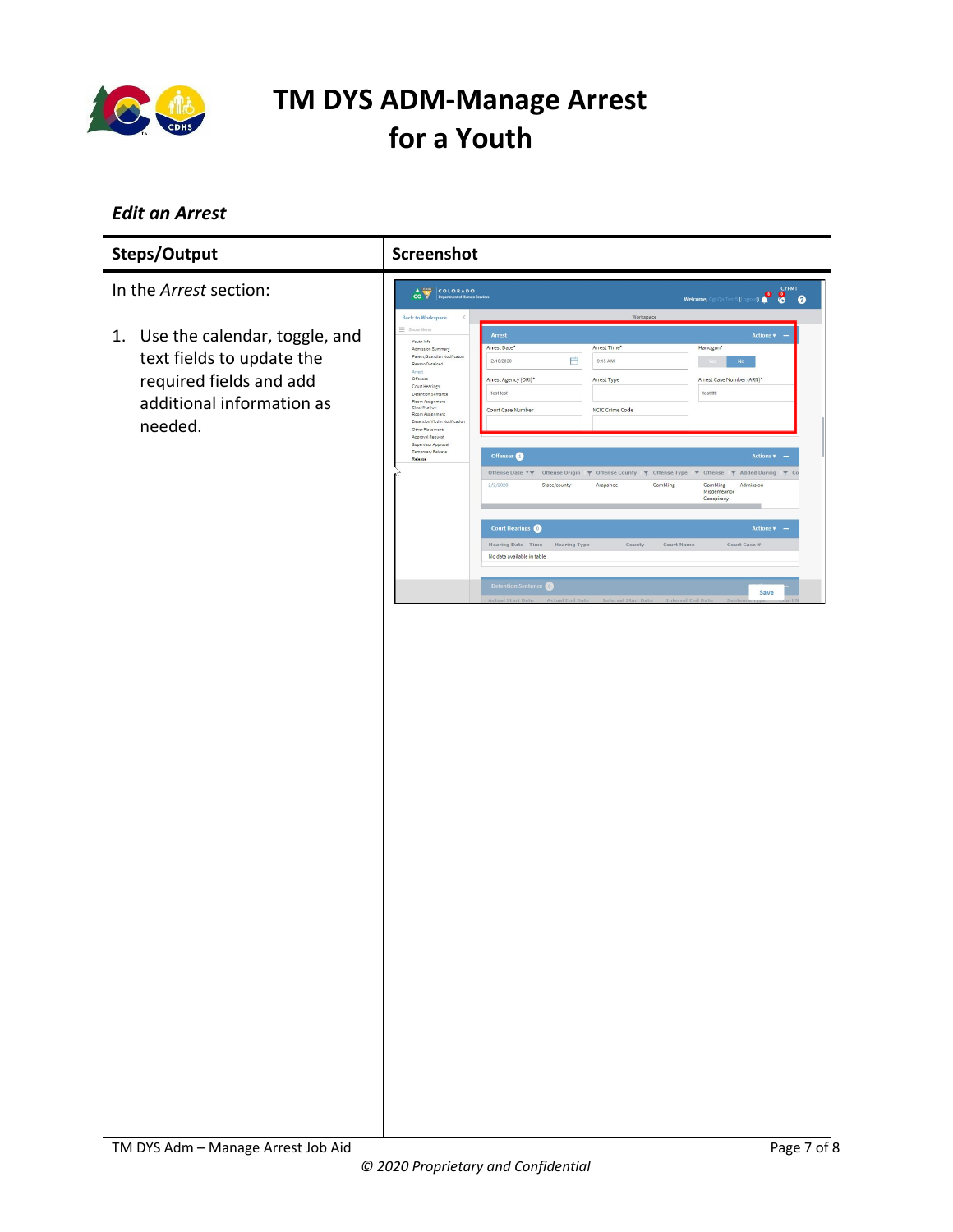# TM DYS ADM-Manage Arrest for a Youth

### *Edit an Arrest*

| Steps/Output | Screenshot |
|---|---|
| In the *Arrest* section:<br><br>1. Use the calendar, toggle, and text fields to update the required fields and add additional information as needed. | |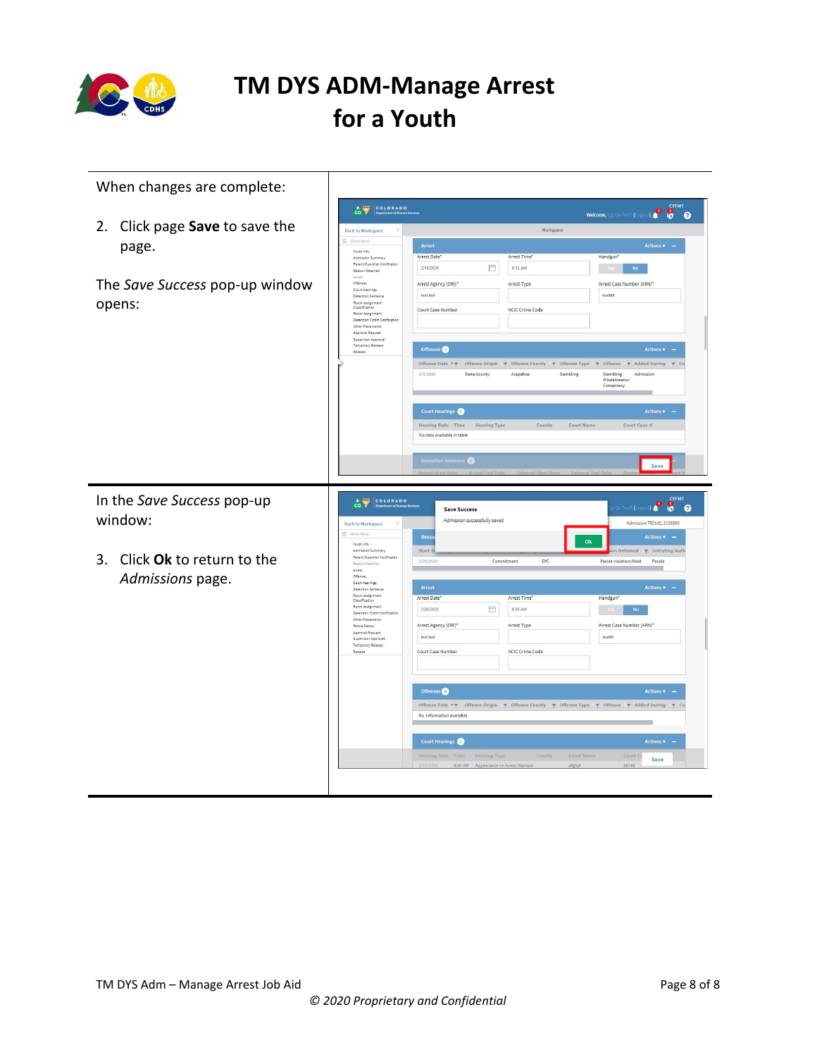# TM DYS ADM-Manage Arrest for a Youth

When changes are complete:

2. Click page **Save** to save the page.

The *Save Success* pop-up window opens:

In the *Save Success* pop-up window:

3. Click **Ok** to return to the *Admissions* page.